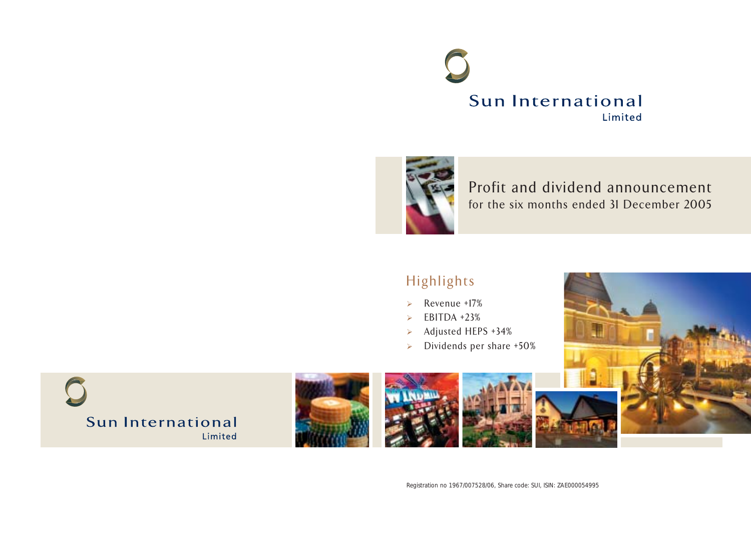# Sun International Limited

## Profit and dividend announcement
for the six months ended 31 December 2005

## Highlights

- Revenue +17%
- EBITDA +23%
- Adjusted HEPS +34%
- Dividends per share +50%

Sun International Limited

Registration no 1967/007528/06, Share code: SUI, ISIN: ZAE000054995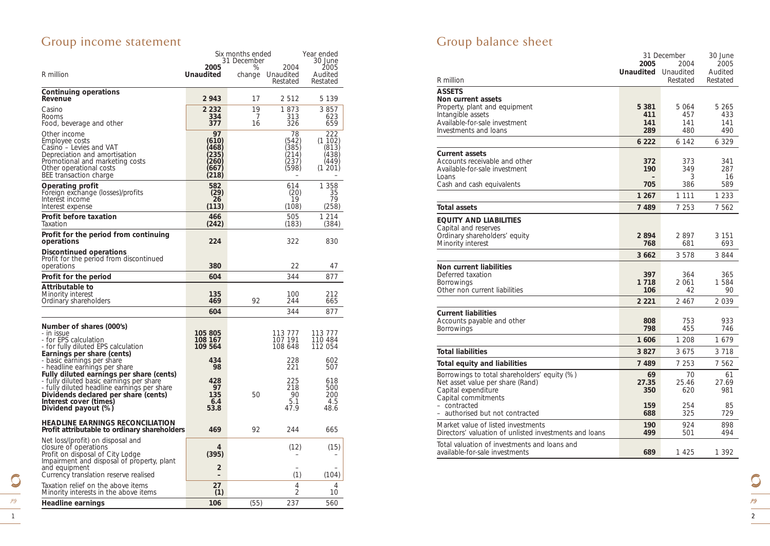# Group income statement

| R million | Six months ended 31 December 2005 Unaudited | % change | 2004 Unaudited Restated | Year ended 30 June 2005 Audited Restated |
|---|---|---|---|---|
| **Continuing operations** | | | | |
| **Revenue** | **2 943** | 17 | 2 512 | 5 139 |
| Casino | **2 232** | 19 | 1 873 | 3 857 |
| Rooms | **334** | 7 | 313 | 623 |
| Food, beverage and other | **377** | 16 | 326 | 659 |
| Other income | **97** | | 78 | 222 |
| Employee costs | **(610)** | | (542) | (1 102) |
| Casino – Levies and VAT | **(468)** | | (385) | (813) |
| Depreciation and amortisation | **(235)** | | (214) | (438) |
| Promotional and marketing costs | **(260)** | | (237) | (449) |
| Other operational costs | **(667)** | | (598) | (1 201) |
| BEE transaction charge | **(218)** | | – | – |
| **Operating profit** | **582** | | 614 | 1 358 |
| Foreign exchange (losses)/profits | **(29)** | | (20) | 35 |
| Interest income | **26** | | 19 | 79 |
| Interest expense | **(113)** | | (108) | (258) |
| **Profit before taxation** | **466** | | 505 | 1 214 |
| Taxation | **(242)** | | (183) | (384) |
| **Profit for the period from continuing operations** | **224** | | 322 | 830 |
| **Discontinued operations** | | | | |
| Profit for the period from discontinued operations | **380** | | 22 | 47 |
| **Profit for the period** | **604** | | 344 | 877 |
| **Attributable to** | | | | |
| Minority interest | **135** | | 100 | 212 |
| Ordinary shareholders | **469** | 92 | 244 | 665 |
| | **604** | | 344 | 877 |
| **Number of shares (000's)** | | | | |
| - in issue | **105 805** | | 113 777 | 113 777 |
| - for EPS calculation | **108 167** | | 107 191 | 110 484 |
| - for fully diluted EPS calculation | **109 564** | | 108 648 | 112 054 |
| **Earnings per share (cents)** | | | | |
| - basic earnings per share | **434** | | 228 | 602 |
| - headline earnings per share | **98** | | 221 | 507 |
| **Fully diluted earnings per share (cents)** | | | | |
| - fully diluted basic earnings per share | **428** | | 225 | 618 |
| - fully diluted headline earnings per share | **97** | | 218 | 500 |
| **Dividends declared per share (cents)** | **135** | 50 | 90 | 200 |
| **Interest cover (times)** | **6.4** | | 5.1 | 4.5 |
| **Dividend payout (%)** | **53.8** | | 47.9 | 48.6 |
| **HEADLINE EARNINGS RECONCILIATION** | | | | |
| **Profit attributable to ordinary shareholders** | **469** | 92 | 244 | 665 |
| Net loss/(profit) on disposal and closure of operations | **4** | | (12) | (15) |
| Profit on disposal of City Lodge | **(395)** | | – | – |
| Impairment and disposal of property, plant and equipment | **2** | | – | – |
| Currency translation reserve realised | **–** | | (1) | (104) |
| Taxation relief on the above items | **27** | | 4 | 4 |
| Minority interests in the above items | **(1)** | | 2 | 10 |
| **Headline earnings** | **106** | (55) | 237 | 560 |

# Group balance sheet

| R million | 31 December 2005 Unaudited | 2004 Unaudited Restated | 30 June 2005 Audited Restated |
|---|---|---|---|
| **ASSETS** | | | |
| **Non current assets** | | | |
| Property, plant and equipment | **5 381** | 5 064 | 5 265 |
| Intangible assets | **411** | 457 | 433 |
| Available-for-sale investment | **141** | 141 | 141 |
| Investments and loans | **289** | 480 | 490 |
| | **6 222** | 6 142 | 6 329 |
| **Current assets** | | | |
| Accounts receivable and other | **372** | 373 | 341 |
| Available-for-sale investment | **190** | 349 | 287 |
| Loans | **–** | 3 | 16 |
| Cash and cash equivalents | **705** | 386 | 589 |
| | **1 267** | 1 111 | 1 233 |
| **Total assets** | **7 489** | 7 253 | 7 562 |
| **EQUITY AND LIABILITIES** | | | |
| Capital and reserves | | | |
| Ordinary shareholders' equity | **2 894** | 2 897 | 3 151 |
| Minority interest | **768** | 681 | 693 |
| | **3 662** | 3 578 | 3 844 |
| **Non current liabilities** | | | |
| Deferred taxation | **397** | 364 | 365 |
| Borrowings | **1 718** | 2 061 | 1 584 |
| Other non current liabilities | **106** | 42 | 90 |
| | **2 221** | 2 467 | 2 039 |
| **Current liabilities** | | | |
| Accounts payable and other | **808** | 753 | 933 |
| Borrowings | **798** | 455 | 746 |
| | **1 606** | 1 208 | 1 679 |
| **Total liabilities** | **3 827** | 3 675 | 3 718 |
| **Total equity and liabilities** | **7 489** | 7 253 | 7 562 |
| Borrowings to total shareholders' equity (%) | **69** | 70 | 61 |
| Net asset value per share (Rand) | **27.35** | 25.46 | 27.69 |
| Capital expenditure | **350** | 620 | 981 |
| Capital commitments | | | |
| – contracted | **159** | 254 | 85 |
| – authorised but not contracted | **688** | 325 | 729 |
| Market value of listed investments | **190** | 924 | 898 |
| Directors' valuation of unlisted investments and loans | **499** | 501 | 494 |
| Total valuation of investments and loans and available-for-sale investments | **689** | 1 425 | 1 392 |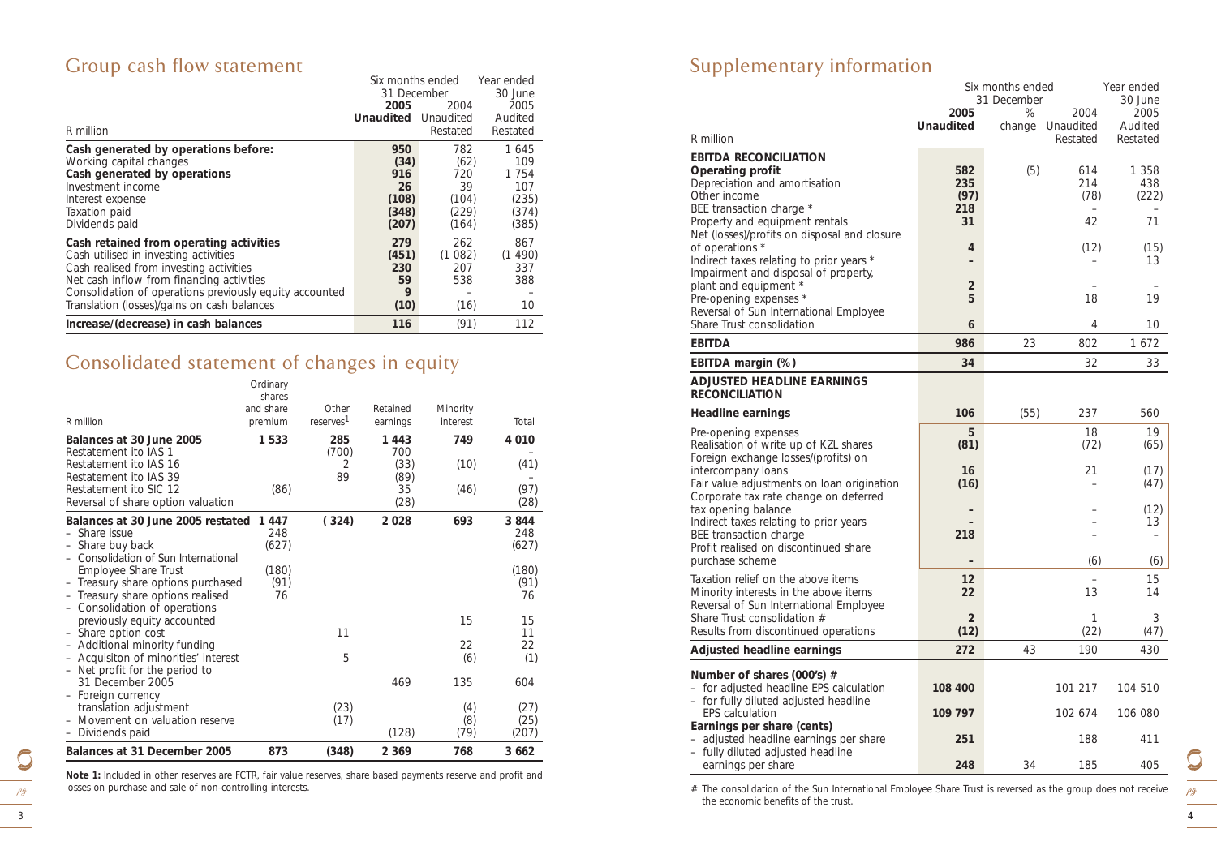# Group cash flow statement

| R million | Six months ended 31 December 2005 Unaudited | 2004 Unaudited Restated | Year ended 30 June 2005 Audited Restated |
|---|---|---|---|
| **Cash generated by operations before:** | **950** | 782 | 1 645 |
| Working capital changes | **(34)** | (62) | 109 |
| **Cash generated by operations** | **916** | 720 | 1 754 |
| Investment income | **26** | 39 | 107 |
| Interest expense | **(108)** | (104) | (235) |
| Taxation paid | **(348)** | (229) | (374) |
| Dividends paid | **(207)** | (164) | (385) |
| **Cash retained from operating activities** | **279** | 262 | 867 |
| Cash utilised in investing activities | **(451)** | (1 082) | (1 490) |
| Cash realised from investing activities | **230** | 207 | 337 |
| Net cash inflow from financing activities | **59** | 538 | 388 |
| Consolidation of operations previously equity accounted | **9** | – | – |
| Translation (losses)/gains on cash balances | **(10)** | (16) | 10 |
| **Increase/(decrease) in cash balances** | **116** | (91) | 112 |

# Consolidated statement of changes in equity

| R million | Ordinary shares and share premium | Other reserves[1] | Retained earnings | Minority interest | Total |
|---|---|---|---|---|---|
| **Balances at 30 June 2005** | **1 533** | **285** | **1 443** | **749** | **4 010** |
| Restatement ito IAS 1 | | (700) | 700 | | – |
| Restatement ito IAS 16 | | 2 | (33) | (10) | (41) |
| Restatement ito IAS 39 | | 89 | (89) | | – |
| Restatement ito SIC 12 | (86) | | 35 | (46) | (97) |
| Reversal of share option valuation | | | (28) | | (28) |
| **Balances at 30 June 2005 restated** | **1 447** | **(324)** | **2 028** | **693** | **3 844** |
| – Share issue | 248 | | | | 248 |
| – Share buy back | (627) | | | | (627) |
| – Consolidation of Sun International Employee Share Trust | (180) | | | | (180) |
| – Treasury share options purchased | (91) | | | | (91) |
| – Treasury share options realised | 76 | | | | 76 |
| – Consolidation of operations previously equity accounted | | | | 15 | 15 |
| – Share option cost | | 11 | | | 11 |
| – Additional minority funding | | | | 22 | 22 |
| – Acquisiton of minorities' interest | | 5 | | (6) | (1) |
| – Net profit for the period to 31 December 2005 | | | 469 | 135 | 604 |
| – Foreign currency translation adjustment | | (23) | | (4) | (27) |
| – Movement on valuation reserve | | (17) | | (8) | (25) |
| – Dividends paid | | | (128) | (79) | (207) |
| **Balances at 31 December 2005** | **873** | **(348)** | **2 369** | **768** | **3 662** |

**Note 1:** Included in other reserves are FCTR, fair value reserves, share based payments reserve and profit and losses on purchase and sale of non-controlling interests.

# Supplementary information

| R million | Six months ended 31 December 2005 Unaudited | % change | 2004 Unaudited Restated | Year ended 30 June 2005 Audited Restated |
|---|---|---|---|---|
| **EBITDA RECONCILIATION** | | | | |
| **Operating profit** | **582** | (5) | 614 | 1 358 |
| Depreciation and amortisation | **235** | | 214 | 438 |
| Other income | **(97)** | | (78) | (222) |
| BEE transaction charge * | **218** | | – | – |
| Property and equipment rentals | **31** | | 42 | 71 |
| Net (losses)/profits on disposal and closure of operations * | **4** | | (12) | (15) |
| Indirect taxes relating to prior years * | **–** | | – | 13 |
| Impairment and disposal of property, plant and equipment * | **2** | | – | – |
| Pre-opening expenses * | **5** | | 18 | 19 |
| Reversal of Sun International Employee Share Trust consolidation | **6** | | 4 | 10 |
| **EBITDA** | **986** | 23 | 802 | 1 672 |
| **EBITDA margin (%)** | **34** | | 32 | 33 |
| **ADJUSTED HEADLINE EARNINGS RECONCILIATION** | | | | |
| **Headline earnings** | **106** | (55) | 237 | 560 |
| Pre-opening expenses | **5** | | 18 | 19 |
| Realisation of write up of KZL shares | **(81)** | | (72) | (65) |
| Foreign exchange losses/(profits) on intercompany loans | **16** | | 21 | (17) |
| Fair value adjustments on loan origination | **(16)** | | – | (47) |
| Corporate tax rate change on deferred tax opening balance | **–** | | – | (12) |
| Indirect taxes relating to prior years | **–** | | – | 13 |
| BEE transaction charge | **218** | | – | – |
| Profit realised on discontinued share purchase scheme | **–** | | (6) | (6) |
| Taxation relief on the above items | **12** | | – | 15 |
| Minority interests in the above items | **22** | | 13 | 14 |
| Reversal of Sun International Employee Share Trust consolidation # | **2** | | 1 | 3 |
| Results from discontinued operations | **(12)** | | (22) | (47) |
| **Adjusted headline earnings** | **272** | 43 | 190 | 430 |
| **Number of shares (000's) #** | | | | |
| – for adjusted headline EPS calculation | **108 400** | | 101 217 | 104 510 |
| – for fully diluted adjusted headline EPS calculation | **109 797** | | 102 674 | 106 080 |
| **Earnings per share (cents)** | | | | |
| – adjusted headline earnings per share | **251** | | 188 | 411 |
| – fully diluted adjusted headline earnings per share | **248** | 34 | 185 | 405 |

# The consolidation of the Sun International Employee Share Trust is reversed as the group does not receive the economic benefits of the trust.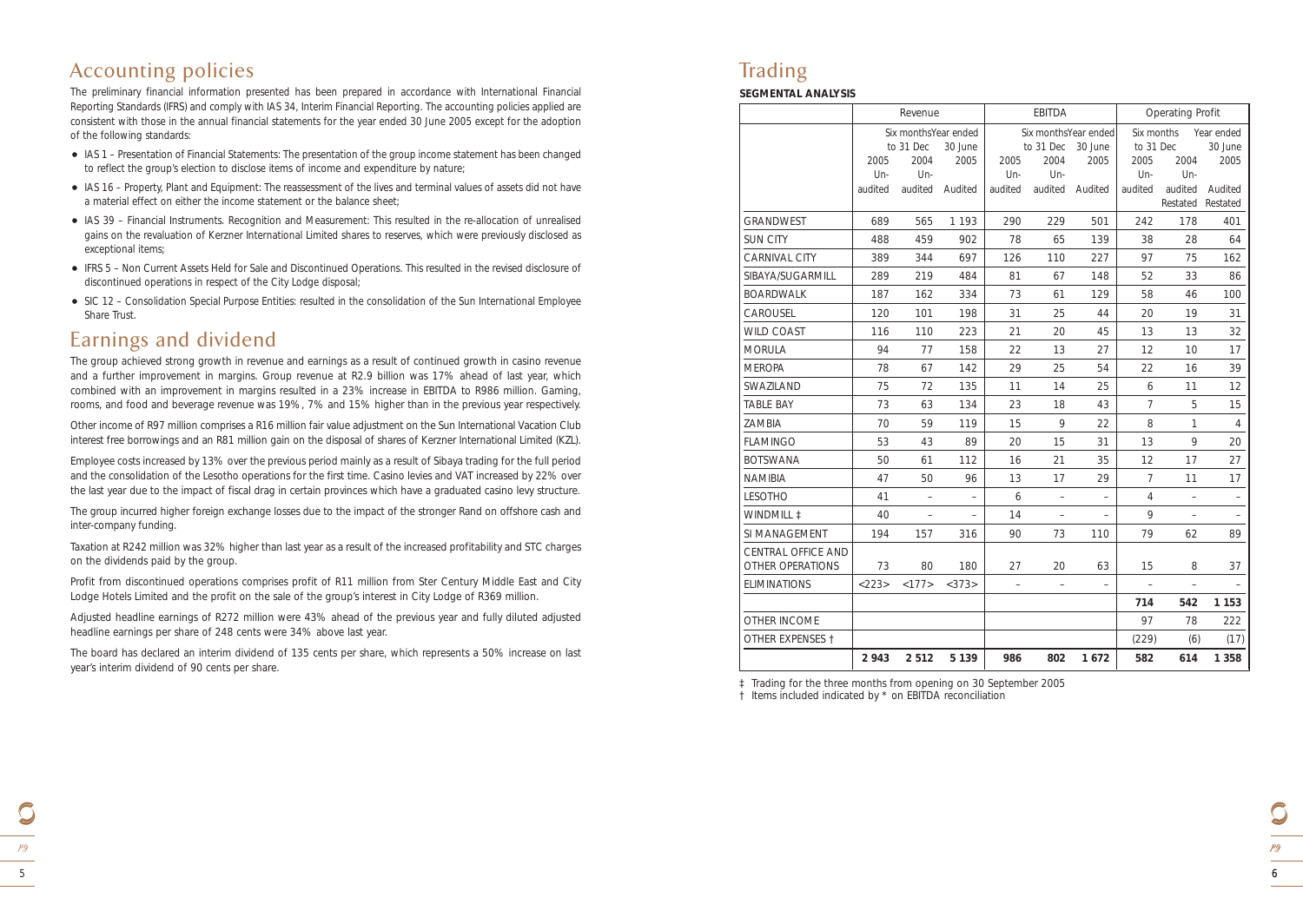# Accounting policies

The preliminary financial information presented has been prepared in accordance with International Financial Reporting Standards (IFRS) and comply with IAS 34, Interim Financial Reporting. The accounting policies applied are consistent with those in the annual financial statements for the year ended 30 June 2005 except for the adoption of the following standards:

- IAS 1 – Presentation of Financial Statements: The presentation of the group income statement has been changed to reflect the group's election to disclose items of income and expenditure by nature;
- IAS 16 – Property, Plant and Equipment: The reassessment of the lives and terminal values of assets did not have a material effect on either the income statement or the balance sheet;
- IAS 39 – Financial Instruments. Recognition and Measurement: This resulted in the re-allocation of unrealised gains on the revaluation of Kerzner International Limited shares to reserves, which were previously disclosed as exceptional items;
- IFRS 5 – Non Current Assets Held for Sale and Discontinued Operations. This resulted in the revised disclosure of discontinued operations in respect of the City Lodge disposal;
- SIC 12 – Consolidation Special Purpose Entities: resulted in the consolidation of the Sun International Employee Share Trust.

# Earnings and dividend

The group achieved strong growth in revenue and earnings as a result of continued growth in casino revenue and a further improvement in margins. Group revenue at R2.9 billion was 17% ahead of last year, which combined with an improvement in margins resulted in a 23% increase in EBITDA to R986 million. Gaming, rooms, and food and beverage revenue was 19%, 7% and 15% higher than in the previous year respectively.

Other income of R97 million comprises a R16 million fair value adjustment on the Sun International Vacation Club interest free borrowings and an R81 million gain on the disposal of shares of Kerzner International Limited (KZL).

Employee costs increased by 13% over the previous period mainly as a result of Sibaya trading for the full period and the consolidation of the Lesotho operations for the first time. Casino levies and VAT increased by 22% over the last year due to the impact of fiscal drag in certain provinces which have a graduated casino levy structure.

The group incurred higher foreign exchange losses due to the impact of the stronger Rand on offshore cash and inter-company funding.

Taxation at R242 million was 32% higher than last year as a result of the increased profitability and STC charges on the dividends paid by the group.

Profit from discontinued operations comprises profit of R11 million from Ster Century Middle East and City Lodge Hotels Limited and the profit on the sale of the group's interest in City Lodge of R369 million.

Adjusted headline earnings of R272 million were 43% ahead of the previous year and fully diluted adjusted headline earnings per share of 248 cents were 34% above last year.

The board has declared an interim dividend of 135 cents per share, which represents a 50% increase on last year's interim dividend of 90 cents per share.

# Trading

**SEGMENTAL ANALYSIS**

| | Revenue | | | EBITDA | | | Operating Profit | | |
|---|---|---|---|---|---|---|---|---|---|
| | Six months to 31 Dec 2005 Un-audited | Six months to 31 Dec 2004 Un-audited | Year ended 30 June 2005 Audited | Six months to 31 Dec 2005 Un-audited | Six months to 31 Dec 2004 Un-audited | Year ended 30 June 2005 Audited | Six months to 31 Dec 2005 Un-audited | Six months to 31 Dec 2004 Un-audited Restated | Year ended 30 June 2005 Audited Restated |
| GRANDWEST | 689 | 565 | 1 193 | 290 | 229 | 501 | 242 | 178 | 401 |
| SUN CITY | 488 | 459 | 902 | 78 | 65 | 139 | 38 | 28 | 64 |
| CARNIVAL CITY | 389 | 344 | 697 | 126 | 110 | 227 | 97 | 75 | 162 |
| SIBAYA/SUGARMILL | 289 | 219 | 484 | 81 | 67 | 148 | 52 | 33 | 86 |
| BOARDWALK | 187 | 162 | 334 | 73 | 61 | 129 | 58 | 46 | 100 |
| CAROUSEL | 120 | 101 | 198 | 31 | 25 | 44 | 20 | 19 | 31 |
| WILD COAST | 116 | 110 | 223 | 21 | 20 | 45 | 13 | 13 | 32 |
| MORULA | 94 | 77 | 158 | 22 | 13 | 27 | 12 | 10 | 17 |
| MEROPA | 78 | 67 | 142 | 29 | 25 | 54 | 22 | 16 | 39 |
| SWAZILAND | 75 | 72 | 135 | 11 | 14 | 25 | 6 | 11 | 12 |
| TABLE BAY | 73 | 63 | 134 | 23 | 18 | 43 | 7 | 5 | 15 |
| ZAMBIA | 70 | 59 | 119 | 15 | 9 | 22 | 8 | 1 | 4 |
| FLAMINGO | 53 | 43 | 89 | 20 | 15 | 31 | 13 | 9 | 20 |
| BOTSWANA | 50 | 61 | 112 | 16 | 21 | 35 | 12 | 17 | 27 |
| NAMIBIA | 47 | 50 | 96 | 13 | 17 | 29 | 7 | 11 | 17 |
| LESOTHO | 41 | – | – | 6 | – | – | 4 | – | – |
| WINDMILL ‡ | 40 | – | – | 14 | – | – | 9 | – | – |
| SI MANAGEMENT | 194 | 157 | 316 | 90 | 73 | 110 | 79 | 62 | 89 |
| CENTRAL OFFICE AND OTHER OPERATIONS | 73 | 80 | 180 | 27 | 20 | 63 | 15 | 8 | 37 |
| ELIMINATIONS | <223> | <177> | <373> | – | – | – | – | – | – |
| | | | | | | | **714** | **542** | **1 153** |
| OTHER INCOME | | | | | | | 97 | 78 | 222 |
| OTHER EXPENSES † | | | | | | | (229) | (6) | (17) |
| | **2 943** | **2 512** | **5 139** | **986** | **802** | **1 672** | **582** | **614** | **1 358** |

‡ Trading for the three months from opening on 30 September 2005

† Items included indicated by * on EBITDA reconciliation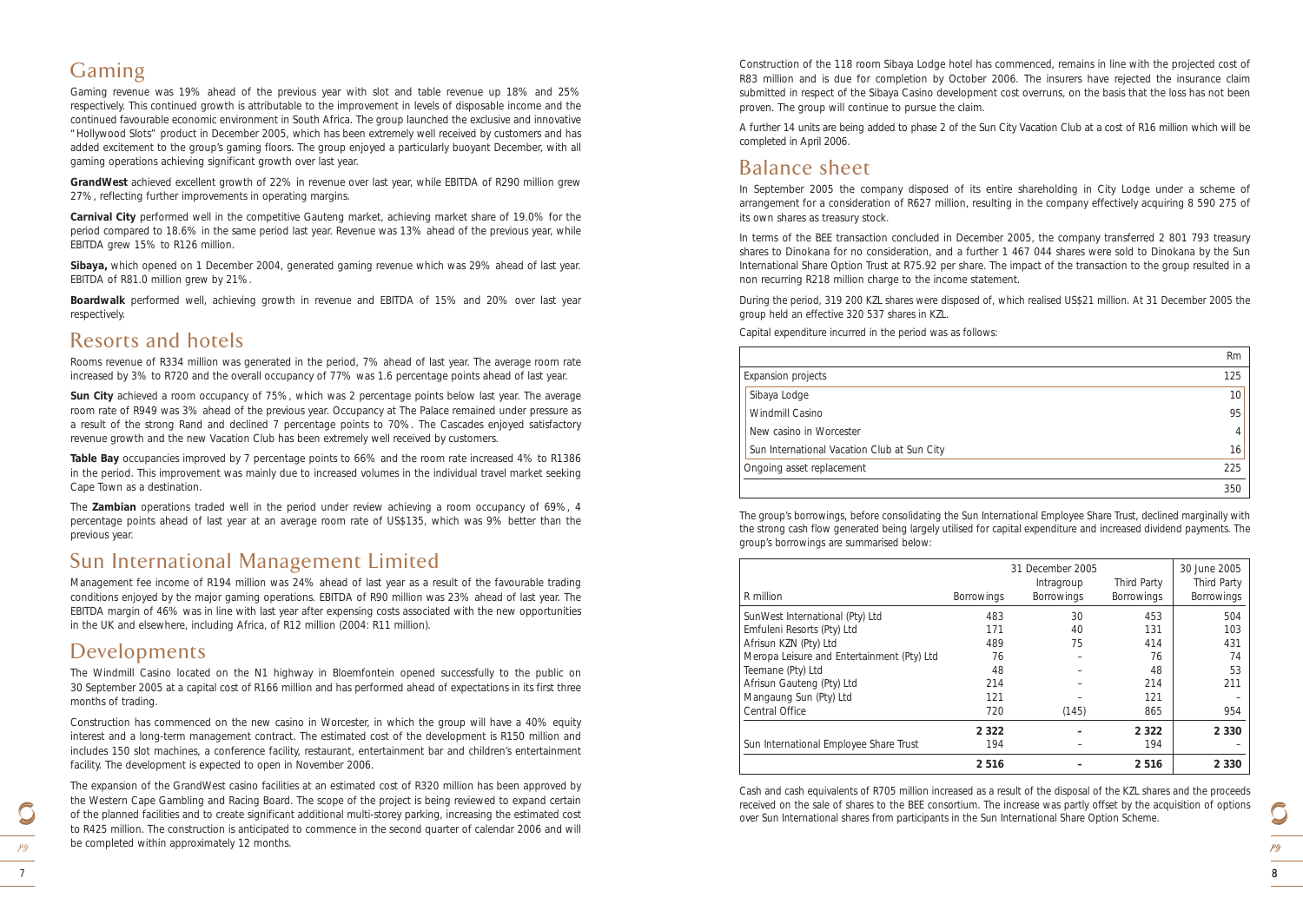## Gaming

Gaming revenue was 19% ahead of the previous year with slot and table revenue up 18% and 25% respectively. This continued growth is attributable to the improvement in levels of disposable income and the continued favourable economic environment in South Africa. The group launched the exclusive and innovative "Hollywood Slots" product in December 2005, which has been extremely well received by customers and has added excitement to the group's gaming floors. The group enjoyed a particularly buoyant December, with all gaming operations achieving significant growth over last year.

**GrandWest** achieved excellent growth of 22% in revenue over last year, while EBITDA of R290 million grew 27%, reflecting further improvements in operating margins.

**Carnival City** performed well in the competitive Gauteng market, achieving market share of 19.0% for the period compared to 18.6% in the same period last year. Revenue was 13% ahead of the previous year, while EBITDA grew 15% to R126 million.

**Sibaya,** which opened on 1 December 2004, generated gaming revenue which was 29% ahead of last year. EBITDA of R81.0 million grew by 21%.

**Boardwalk** performed well, achieving growth in revenue and EBITDA of 15% and 20% over last year respectively.

## Resorts and hotels

Rooms revenue of R334 million was generated in the period, 7% ahead of last year. The average room rate increased by 3% to R720 and the overall occupancy of 77% was 1.6 percentage points ahead of last year.

**Sun City** achieved a room occupancy of 75%, which was 2 percentage points below last year. The average room rate of R949 was 3% ahead of the previous year. Occupancy at The Palace remained under pressure as a result of the strong Rand and declined 7 percentage points to 70%. The Cascades enjoyed satisfactory revenue growth and the new Vacation Club has been extremely well received by customers.

**Table Bay** occupancies improved by 7 percentage points to 66% and the room rate increased 4% to R1386 in the period. This improvement was mainly due to increased volumes in the individual travel market seeking Cape Town as a destination.

The **Zambian** operations traded well in the period under review achieving a room occupancy of 69%, 4 percentage points ahead of last year at an average room rate of US$135, which was 9% better than the previous year.

## Sun International Management Limited

Management fee income of R194 million was 24% ahead of last year as a result of the favourable trading conditions enjoyed by the major gaming operations. EBITDA of R90 million was 23% ahead of last year. The EBITDA margin of 46% was in line with last year after expensing costs associated with the new opportunities in the UK and elsewhere, including Africa, of R12 million (2004: R11 million).

## Developments

The Windmill Casino located on the N1 highway in Bloemfontein opened successfully to the public on 30 September 2005 at a capital cost of R166 million and has performed ahead of expectations in its first three months of trading.

Construction has commenced on the new casino in Worcester, in which the group will have a 40% equity interest and a long-term management contract. The estimated cost of the development is R150 million and includes 150 slot machines, a conference facility, restaurant, entertainment bar and children's entertainment facility. The development is expected to open in November 2006.

The expansion of the GrandWest casino facilities at an estimated cost of R320 million has been approved by the Western Cape Gambling and Racing Board. The scope of the project is being reviewed to expand certain of the planned facilities and to create significant additional multi-storey parking, increasing the estimated cost to R425 million. The construction is anticipated to commence in the second quarter of calendar 2006 and will be completed within approximately 12 months.

Construction of the 118 room Sibaya Lodge hotel has commenced, remains in line with the projected cost of R83 million and is due for completion by October 2006. The insurers have rejected the insurance claim submitted in respect of the Sibaya Casino development cost overruns, on the basis that the loss has not been proven. The group will continue to pursue the claim.

A further 14 units are being added to phase 2 of the Sun City Vacation Club at a cost of R16 million which will be completed in April 2006.

## Balance sheet

In September 2005 the company disposed of its entire shareholding in City Lodge under a scheme of arrangement for a consideration of R627 million, resulting in the company effectively acquiring 8 590 275 of its own shares as treasury stock.

In terms of the BEE transaction concluded in December 2005, the company transferred 2 801 793 treasury shares to Dinokana for no consideration, and a further 1 467 044 shares were sold to Dinokana by the Sun International Share Option Trust at R75.92 per share. The impact of the transaction to the group resulted in a non recurring R218 million charge to the income statement.

During the period, 319 200 KZL shares were disposed of, which realised US$21 million. At 31 December 2005 the group held an effective 320 537 shares in KZL.

Capital expenditure incurred in the period was as follows:

| | Rm |
|---|---|
| Expansion projects | 125 |
| Sibaya Lodge | 10 |
| Windmill Casino | 95 |
| New casino in Worcester | 4 |
| Sun International Vacation Club at Sun City | 16 |
| Ongoing asset replacement | 225 |
| | 350 |

The group's borrowings, before consolidating the Sun International Employee Share Trust, declined marginally with the strong cash flow generated being largely utilised for capital expenditure and increased dividend payments. The group's borrowings are summarised below:

| | 31 December 2005 | | | 30 June 2005 |
|---|---|---|---|---|
| R million | Borrowings | Intragroup Borrowings | Third Party Borrowings | Third Party Borrowings |
| SunWest International (Pty) Ltd | 483 | 30 | 453 | 504 |
| Emfuleni Resorts (Pty) Ltd | 171 | 40 | 131 | 103 |
| Afrisun KZN (Pty) Ltd | 489 | 75 | 414 | 431 |
| Meropa Leisure and Entertainment (Pty) Ltd | 76 | – | 76 | 74 |
| Teemane (Pty) Ltd | 48 | – | 48 | 53 |
| Afrisun Gauteng (Pty) Ltd | 214 | – | 214 | 211 |
| Mangaung Sun (Pty) Ltd | 121 | – | 121 | – |
| Central Office | 720 | (145) | 865 | 954 |
| | **2 322** | **–** | **2 322** | **2 330** |
| Sun International Employee Share Trust | 194 | – | 194 | – |
| | **2 516** | **–** | **2 516** | **2 330** |

Cash and cash equivalents of R705 million increased as a result of the disposal of the KZL shares and the proceeds received on the sale of shares to the BEE consortium. The increase was partly offset by the acquisition of options over Sun International shares from participants in the Sun International Share Option Scheme.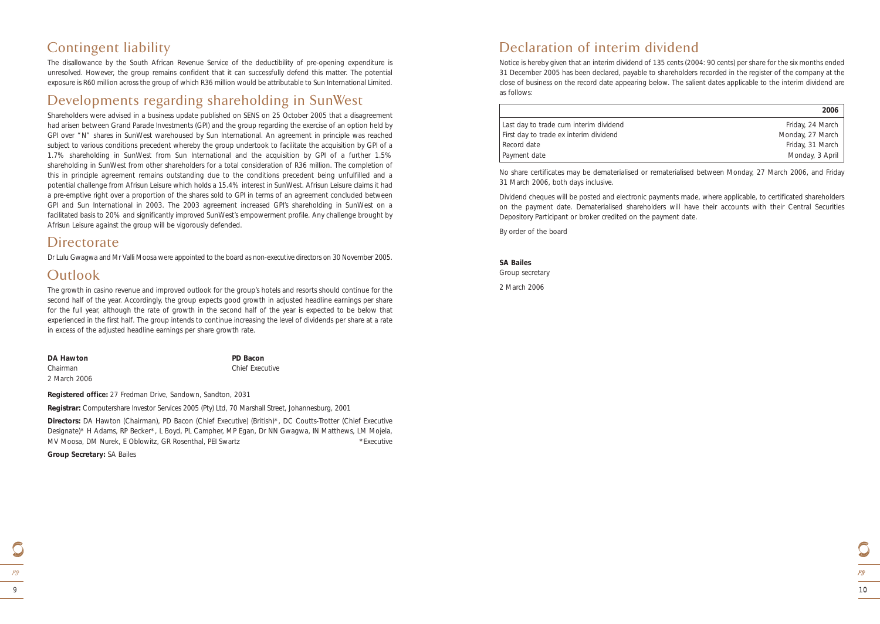# Contingent liability

The disallowance by the South African Revenue Service of the deductibility of pre-opening expenditure is unresolved. However, the group remains confident that it can successfully defend this matter. The potential exposure is R60 million across the group of which R36 million would be attributable to Sun International Limited.

# Developments regarding shareholding in SunWest

Shareholders were advised in a business update published on SENS on 25 October 2005 that a disagreement had arisen between Grand Parade Investments (GPI) and the group regarding the exercise of an option held by GPI over "N" shares in SunWest warehoused by Sun International. An agreement in principle was reached subject to various conditions precedent whereby the group undertook to facilitate the acquisition by GPI of a 1.7% shareholding in SunWest from Sun International and the acquisition by GPI of a further 1.5% shareholding in SunWest from other shareholders for a total consideration of R36 million. The completion of this in principle agreement remains outstanding due to the conditions precedent being unfulfilled and a potential challenge from Afrisun Leisure which holds a 15.4% interest in SunWest. Afrisun Leisure claims it had a pre-emptive right over a proportion of the shares sold to GPI in terms of an agreement concluded between GPI and Sun International in 2003. The 2003 agreement increased GPI's shareholding in SunWest on a facilitated basis to 20% and significantly improved SunWest's empowerment profile. Any challenge brought by Afrisun Leisure against the group will be vigorously defended.

# Directorate

Dr Lulu Gwagwa and Mr Valli Moosa were appointed to the board as non-executive directors on 30 November 2005.

# Outlook

The growth in casino revenue and improved outlook for the group's hotels and resorts should continue for the second half of the year. Accordingly, the group expects good growth in adjusted headline earnings per share for the full year, although the rate of growth in the second half of the year is expected to be below that experienced in the first half. The group intends to continue increasing the level of dividends per share at a rate in excess of the adjusted headline earnings per share growth rate.

**DA Hawton**
Chairman
2 March 2006

**PD Bacon**
Chief Executive

**Registered office:** 27 Fredman Drive, Sandown, Sandton, 2031

**Registrar:** Computershare Investor Services 2005 (Pty) Ltd, 70 Marshall Street, Johannesburg, 2001

**Directors:** DA Hawton (Chairman), PD Bacon (Chief Executive) (British)*, DC Coutts-Trotter (Chief Executive Designate)* H Adams, RP Becker*, L Boyd, PL Campher, MP Egan, Dr NN Gwagwa, IN Matthews, LM Mojela, MV Moosa, DM Nurek, E Oblowitz, GR Rosenthal, PEI Swartz *Executive

**Group Secretary:** SA Bailes

# Declaration of interim dividend

Notice is hereby given that an interim dividend of 135 cents (2004: 90 cents) per share for the six months ended 31 December 2005 has been declared, payable to shareholders recorded in the register of the company at the close of business on the record date appearing below. The salient dates applicable to the interim dividend are as follows:

| | 2006 |
|---|---|
| Last day to trade cum interim dividend | Friday, 24 March |
| First day to trade ex interim dividend | Monday, 27 March |
| Record date | Friday, 31 March |
| Payment date | Monday, 3 April |

No share certificates may be dematerialised or rematerialised between Monday, 27 March 2006, and Friday 31 March 2006, both days inclusive.

Dividend cheques will be posted and electronic payments made, where applicable, to certificated shareholders on the payment date. Dematerialised shareholders will have their accounts with their Central Securities Depository Participant or broker credited on the payment date.

By order of the board

**SA Bailes**
Group secretary

2 March 2006